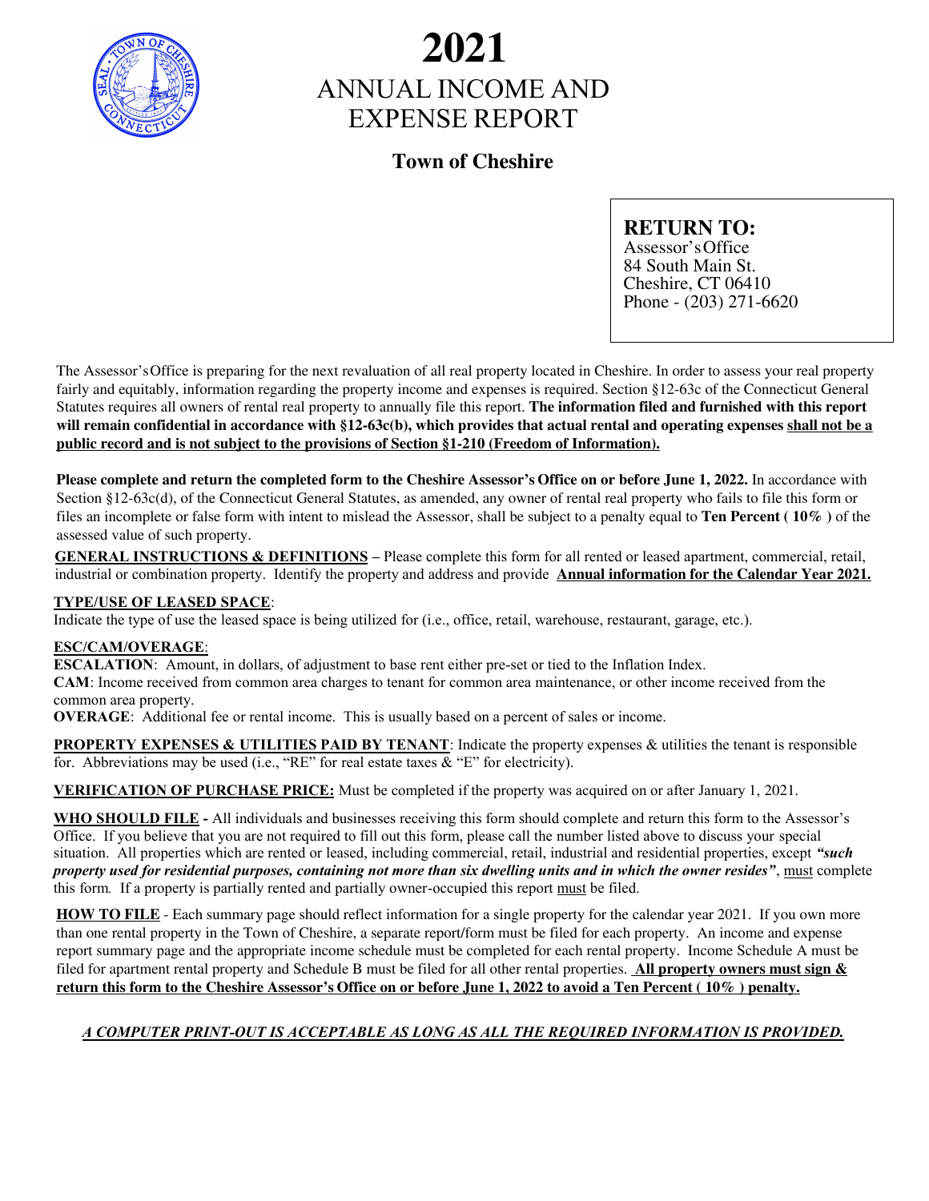# 2021

# ANNUAL INCOME AND EXPENSE REPORT

## Town of Cheshire

**RETURN TO:**
Assessor's Office
84 South Main St.
Cheshire, CT 06410
Phone - (203) 271-6620

The Assessor's Office is preparing for the next revaluation of all real property located in Cheshire. In order to assess your real property fairly and equitably, information regarding the property income and expenses is required. Section §12-63c of the Connecticut General Statutes requires all owners of rental real property to annually file this report. **The information filed and furnished with this report will remain confidential in accordance with §12-63c(b), which provides that actual rental and operating expenses <u>shall not be a public record and is not subject to the provisions of Section §1-210 (Freedom of Information).</u>**

**Please complete and return the completed form to the Cheshire Assessor's Office on or before June 1, 2022.** In accordance with Section §12-63c(d), of the Connecticut General Statutes, as amended, any owner of rental real property who fails to file this form or files an incomplete or false form with intent to mislead the Assessor, shall be subject to a penalty equal to **Ten Percent ( 10% )** of the assessed value of such property.

**<u>GENERAL INSTRUCTIONS & DEFINITIONS</u> –** Please complete this form for all rented or leased apartment, commercial, retail, industrial or combination property. Identify the property and address and provide **<u>Annual information for the Calendar Year 2021.</u>**

**<u>TYPE/USE OF LEASED SPACE</u>**:
Indicate the type of use the leased space is being utilized for (i.e., office, retail, warehouse, restaurant, garage, etc.).

**<u>ESC/CAM/OVERAGE</u>**:
**ESCALATION**: Amount, in dollars, of adjustment to base rent either pre-set or tied to the Inflation Index.
**CAM**: Income received from common area charges to tenant for common area maintenance, or other income received from the common area property.
**OVERAGE**: Additional fee or rental income. This is usually based on a percent of sales or income.

**<u>PROPERTY EXPENSES & UTILITIES PAID BY TENANT</u>**: Indicate the property expenses & utilities the tenant is responsible for. Abbreviations may be used (i.e., "RE" for real estate taxes & "E" for electricity).

**<u>VERIFICATION OF PURCHASE PRICE:</u>** Must be completed if the property was acquired on or after January 1, 2021.

**<u>WHO SHOULD FILE</u> -** All individuals and businesses receiving this form should complete and return this form to the Assessor's Office. If you believe that you are not required to fill out this form, please call the number listed above to discuss your special situation. All properties which are rented or leased, including commercial, retail, industrial and residential properties, except ***"such property used for residential purposes, containing not more than six dwelling units and in which the owner resides"***, <u>must</u> complete this form. If a property is partially rented and partially owner-occupied this report <u>must</u> be filed.

**<u>HOW TO FILE</u>** - Each summary page should reflect information for a single property for the calendar year 2021. If you own more than one rental property in the Town of Cheshire, a separate report/form must be filed for each property. An income and expense report summary page and the appropriate income schedule must be completed for each rental property. Income Schedule A must be filed for apartment rental property and Schedule B must be filed for all other rental properties. **<u>All property owners must sign & return this form to the Cheshire Assessor's Office on or before June 1, 2022 to avoid a Ten Percent ( 10% ) penalty.</u>**

***<u>A COMPUTER PRINT-OUT IS ACCEPTABLE AS LONG AS ALL THE REQUIRED INFORMATION IS PROVIDED.</u>***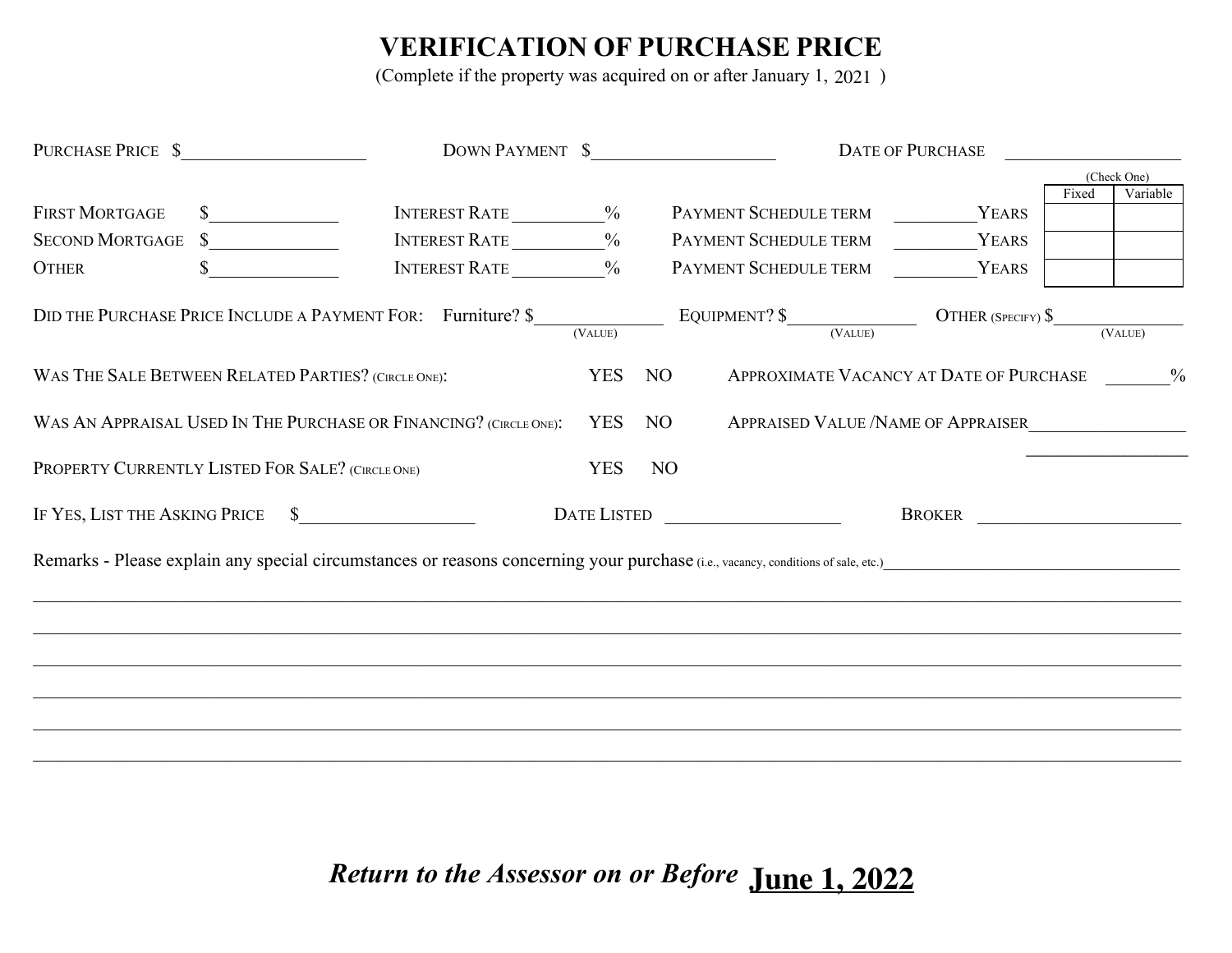# VERIFICATION OF PURCHASE PRICE

(Complete if the property was acquired on or after January 1, 2021 )

PURCHASE PRICE $____________________ DOWN PAYMENT $____________________ DATE OF PURCHASE ____________________

| | | | | (Check One) Fixed | Variable |
|---|---|---|---|---|---|
| FIRST MORTGAGE | $______________ | INTEREST RATE __________% | PAYMENT SCHEDULE TERM _________YEARS | | |
| SECOND MORTGAGE | $______________ | INTEREST RATE __________% | PAYMENT SCHEDULE TERM _________YEARS | | |
| OTHER | $______________ | INTEREST RATE __________% | PAYMENT SCHEDULE TERM _________YEARS | | |

DID THE PURCHASE PRICE INCLUDE A PAYMENT FOR: Furniture? $______________ (VALUE) EQUIPMENT? $______________ (VALUE) OTHER (SPECIFY) $______________ (VALUE)

WAS THE SALE BETWEEN RELATED PARTIES? (CIRCLE ONE): YES NO APPROXIMATE VACANCY AT DATE OF PURCHASE _______%

WAS AN APPRAISAL USED IN THE PURCHASE OR FINANCING? (CIRCLE ONE): YES NO APPRAISED VALUE /NAME OF APPRAISER__________________

__________________

PROPERTY CURRENTLY LISTED FOR SALE? (CIRCLE ONE) YES NO

IF YES, LIST THE ASKING PRICE $___________________ DATE LISTED ____________________ BROKER ______________________

Remarks - Please explain any special circumstances or reasons concerning your purchase (i.e., vacancy, conditions of sale, etc.)__________________________________

______________________________________________________________________________________________

______________________________________________________________________________________________

______________________________________________________________________________________________

______________________________________________________________________________________________

______________________________________________________________________________________________

______________________________________________________________________________________________

***Return to the Assessor on or Before*** **June 1, 2022**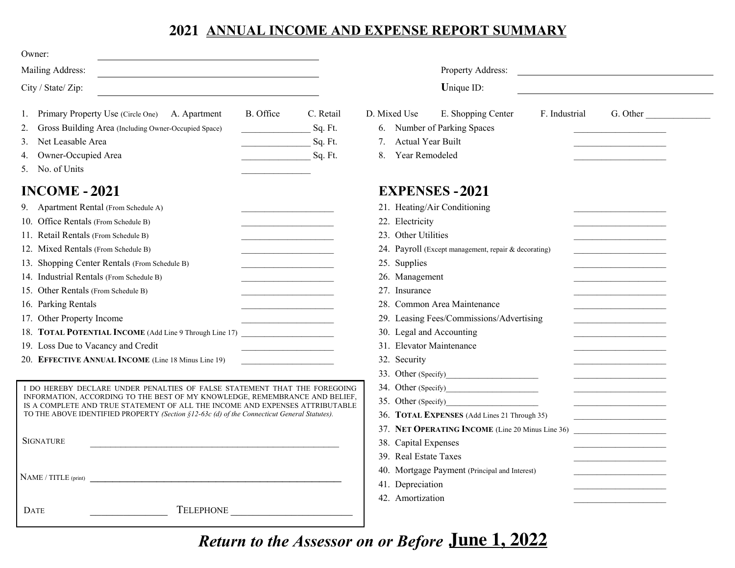# 2021 ANNUAL INCOME AND EXPENSE REPORT SUMMARY

Owner: ____________________

Mailing Address: ____________________

City / State/ Zip: ____________________

Property Address: ____________________

Unique ID: ____________________

1. Primary Property Use (Circle One) A. Apartment B. Office C. Retail D. Mixed Use E. Shopping Center F. Industrial G. Other ____________
2. Gross Building Area (Including Owner-Occupied Space) ____________ Sq. Ft.
3. Net Leasable Area ____________ Sq. Ft.
4. Owner-Occupied Area ____________ Sq. Ft.
5. No. of Units ____________
6. Number of Parking Spaces ____________
7. Actual Year Built ____________
8. Year Remodeled ____________

## INCOME - 2021

| Line | Item | Amount |
|---|---|---|
| 9. | Apartment Rental (From Schedule A) | |
| 10. | Office Rentals (From Schedule B) | |
| 11. | Retail Rentals (From Schedule B) | |
| 12. | Mixed Rentals (From Schedule B) | |
| 13. | Shopping Center Rentals (From Schedule B) | |
| 14. | Industrial Rentals (From Schedule B) | |
| 15. | Other Rentals (From Schedule B) | |
| 16. | Parking Rentals | |
| 17. | Other Property Income | |
| 18. | **TOTAL POTENTIAL INCOME** (Add Line 9 Through Line 17) | |
| 19. | Loss Due to Vacancy and Credit | |
| 20. | **EFFECTIVE ANNUAL INCOME** (Line 18 Minus Line 19) | |

## EXPENSES - 2021

| Line | Item | Amount |
|---|---|---|
| 21. | Heating/Air Conditioning | |
| 22. | Electricity | |
| 23. | Other Utilities | |
| 24. | Payroll (Except management, repair & decorating) | |
| 25. | Supplies | |
| 26. | Management | |
| 27. | Insurance | |
| 28. | Common Area Maintenance | |
| 29. | Leasing Fees/Commissions/Advertising | |
| 30. | Legal and Accounting | |
| 31. | Elevator Maintenance | |
| 32. | Security | |
| 33. | Other (Specify)____________ | |
| 34. | Other (Specify)____________ | |
| 35. | Other (Specify)____________ | |
| 36. | **TOTAL EXPENSES** (Add Lines 21 Through 35) | |
| 37. | **NET OPERATING INCOME** (Line 20 Minus Line 36) | |
| 38. | Capital Expenses | |
| 39. | Real Estate Taxes | |
| 40. | Mortgage Payment (Principal and Interest) | |
| 41. | Depreciation | |
| 42. | Amortization | |

I DO HEREBY DECLARE UNDER PENALTIES OF FALSE STATEMENT THAT THE FOREGOING INFORMATION, ACCORDING TO THE BEST OF MY KNOWLEDGE, REMEMBRANCE AND BELIEF, IS A COMPLETE AND TRUE STATEMENT OF ALL THE INCOME AND EXPENSES ATTRIBUTABLE TO THE ABOVE IDENTIFIED PROPERTY *(Section §12-63c (d) of the Connecticut General Statutes).*

SIGNATURE ____________________

NAME / TITLE (print) ____________________

DATE ____________ TELEPHONE ____________________

***Return to the Assessor on or Before June 1, 2022***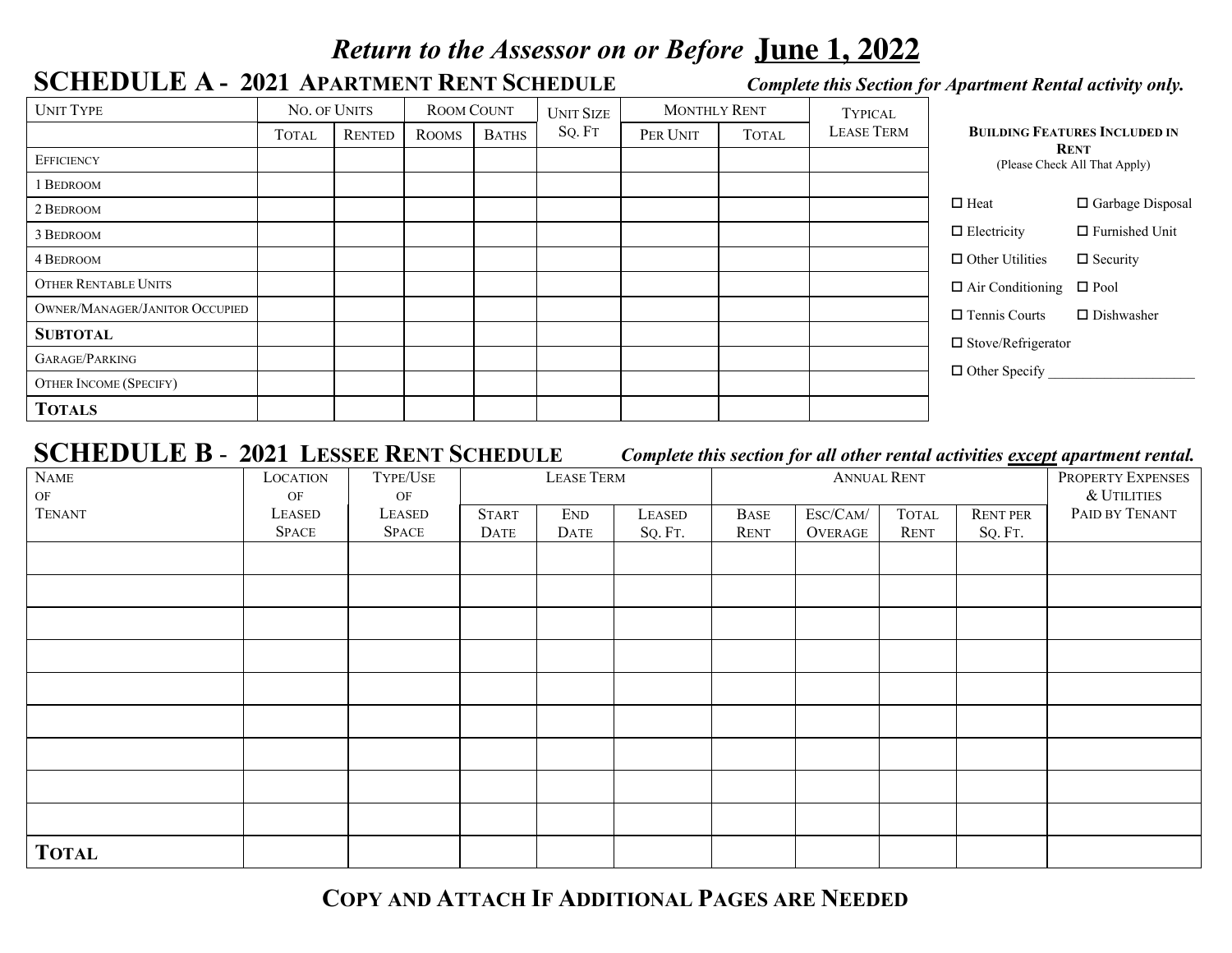*Return to the Assessor on or Before* **June 1, 2022**

## SCHEDULE A - 2021 Apartment Rent Schedule

***Complete this Section for Apartment Rental activity only.***

| Unit Type | No. of Units | | Room Count | | Unit Size Sq. Ft | Monthly Rent | | Typical Lease Term |
|---|---|---|---|---|---|---|---|---|
| | Total | Rented | Rooms | Baths | | Per Unit | Total | |
| Efficiency | | | | | | | | |
| 1 Bedroom | | | | | | | | |
| 2 Bedroom | | | | | | | | |
| 3 Bedroom | | | | | | | | |
| 4 Bedroom | | | | | | | | |
| Other Rentable Units | | | | | | | | |
| Owner/Manager/Janitor Occupied | | | | | | | | |
| **Subtotal** | | | | | | | | |
| Garage/Parking | | | | | | | | |
| Other Income (Specify) | | | | | | | | |
| **Totals** | | | | | | | | |

**Building Features Included in Rent**
(Please Check All That Apply)

- ☐ Heat
- ☐ Garbage Disposal
- ☐ Electricity
- ☐ Furnished Unit
- ☐ Other Utilities
- ☐ Security
- ☐ Air Conditioning
- ☐ Pool
- ☐ Tennis Courts
- ☐ Dishwasher
- ☐ Stove/Refrigerator
- ☐ Other Specify ____________________

## SCHEDULE B - 2021 Lessee Rent Schedule

***Complete this section for all other rental activities <u>except</u> apartment rental.***

| Name of Tenant | Location of Leased Space | Type/Use of Leased Space | Lease Term | | | Annual Rent | | | | Property Expenses & Utilities Paid by Tenant |
|---|---|---|---|---|---|---|---|---|---|---|
| | | | Start Date | End Date | Leased Sq. Ft. | Base Rent | Esc/CAM/ Overage | Total Rent | Rent per Sq. Ft. | |
| | | | | | | | | | | |
| | | | | | | | | | | |
| | | | | | | | | | | |
| | | | | | | | | | | |
| | | | | | | | | | | |
| | | | | | | | | | | |
| | | | | | | | | | | |
| | | | | | | | | | | |
| | | | | | | | | | | |
| **Total** | | | | | | | | | | |

**Copy and Attach If Additional Pages are Needed**